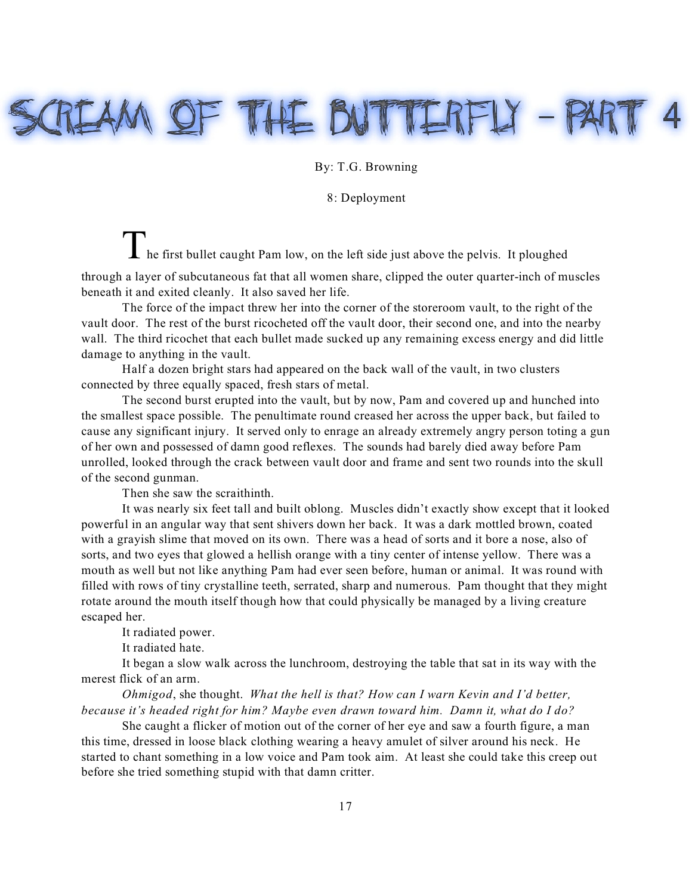# SCREAM OF THE BUTTERFLY - PART 4

By: T.G. Browning

## 8: Deployment

The first bullet caught Pam low, on the left side just above the pelvis. It ploughed through a layer of subcutaneous fat that all women share, clipped the outer quarter-inch of muscles beneath it and exited cleanly. It also saved her life.

The force of the impact threw her into the corner of the storeroom vault, to the right of the vault door. The rest of the burst ricocheted off the vault door, their second one, and into the nearby wall. The third ricochet that each bullet made sucked up any remaining excess energy and did little damage to anything in the vault.

Half a dozen bright stars had appeared on the back wall of the vault, in two clusters connected by three equally spaced, fresh stars of metal.

The second burst erupted into the vault, but by now, Pam and covered up and hunched into the smallest space possible. The penultimate round creased her across the upper back, but failed to cause any significant injury. It served only to enrage an already extremely angry person toting a gun of her own and possessed of damn good reflexes. The sounds had barely died away before Pam unrolled, looked through the crack between vault door and frame and sent two rounds into the skull of the second gunman.

Then she saw the scraithinth.

It was nearly six feet tall and built oblong. Muscles didn't exactly show except that it looked powerful in an angular way that sent shivers down her back. It was a dark mottled brown, coated with a grayish slime that moved on its own. There was a head of sorts and it bore a nose, also of sorts, and two eyes that glowed a hellish orange with a tiny center of intense yellow. There was a mouth as well but not like anything Pam had ever seen before, human or animal. It was round with filled with rows of tiny crystalline teeth, serrated, sharp and numerous. Pam thought that they might rotate around the mouth itself though how that could physically be managed by a living creature escaped her.

It radiated power.

It radiated hate.

It began a slow walk across the lunchroom, destroying the table that sat in its way with the merest flick of an arm.

*Ohmigod*, she thought. *What the hell is that? How can I warn Kevin and I'd better, because it's headed right for him? Maybe even drawn toward him. Damn it, what do I do?*

She caught a flicker of motion out of the corner of her eye and saw a fourth figure, a man this time, dressed in loose black clothing wearing a heavy amulet of silver around his neck. He started to chant something in a low voice and Pam took aim. At least she could take this creep out before she tried something stupid with that damn critter.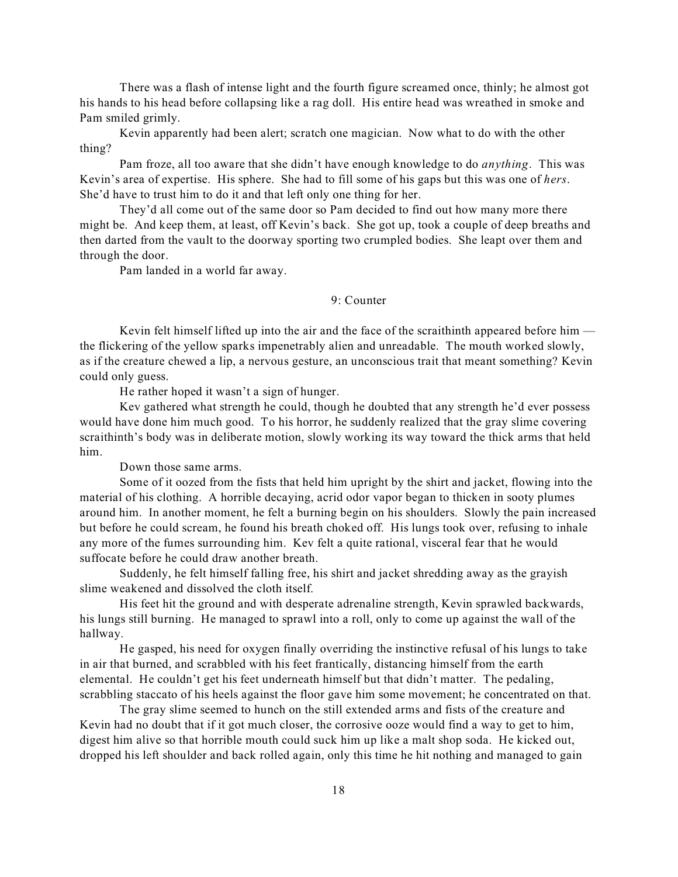There was a flash of intense light and the fourth figure screamed once, thinly; he almost got his hands to his head before collapsing like a rag doll. His entire head was wreathed in smoke and Pam smiled grimly.

Kevin apparently had been alert; scratch one magician. Now what to do with the other thing?

Pam froze, all too aware that she didn't have enough knowledge to do *anything*. This was Kevin's area of expertise. His sphere. She had to fill some of his gaps but this was one of *hers*. She'd have to trust him to do it and that left only one thing for her.

They'd all come out of the same door so Pam decided to find out how many more there might be. And keep them, at least, off Kevin's back. She got up, took a couple of deep breaths and then darted from the vault to the doorway sporting two crumpled bodies. She leapt over them and through the door.

Pam landed in a world far away.

## 9: Counter

Kevin felt himself lifted up into the air and the face of the scraithinth appeared before him — the flickering of the yellow sparks impenetrably alien and unreadable. The mouth worked slowly, as if the creature chewed a lip, a nervous gesture, an unconscious trait that meant something? Kevin could only guess.

He rather hoped it wasn't a sign of hunger.

Kev gathered what strength he could, though he doubted that any strength he'd ever possess would have done him much good. To his horror, he suddenly realized that the gray slime covering scraithinth's body was in deliberate motion, slowly working its way toward the thick arms that held him.

Down those same arms.

Some of it oozed from the fists that held him upright by the shirt and jacket, flowing into the material of his clothing. A horrible decaying, acrid odor vapor began to thicken in sooty plumes around him. In another moment, he felt a burning begin on his shoulders. Slowly the pain increased but before he could scream, he found his breath choked off. His lungs took over, refusing to inhale any more of the fumes surrounding him. Kev felt a quite rational, visceral fear that he would suffocate before he could draw another breath.

Suddenly, he felt himself falling free, his shirt and jacket shredding away as the grayish slime weakened and dissolved the cloth itself.

His feet hit the ground and with desperate adrenaline strength, Kevin sprawled backwards, his lungs still burning. He managed to sprawl into a roll, only to come up against the wall of the hallway.

He gasped, his need for oxygen finally overriding the instinctive refusal of his lungs to take in air that burned, and scrabbled with his feet frantically, distancing himself from the earth elemental. He couldn't get his feet underneath himself but that didn't matter. The pedaling, scrabbling staccato of his heels against the floor gave him some movement; he concentrated on that.

The gray slime seemed to hunch on the still extended arms and fists of the creature and Kevin had no doubt that if it got much closer, the corrosive ooze would find a way to get to him, digest him alive so that horrible mouth could suck him up like a malt shop soda. He kicked out, dropped his left shoulder and back rolled again, only this time he hit nothing and managed to gain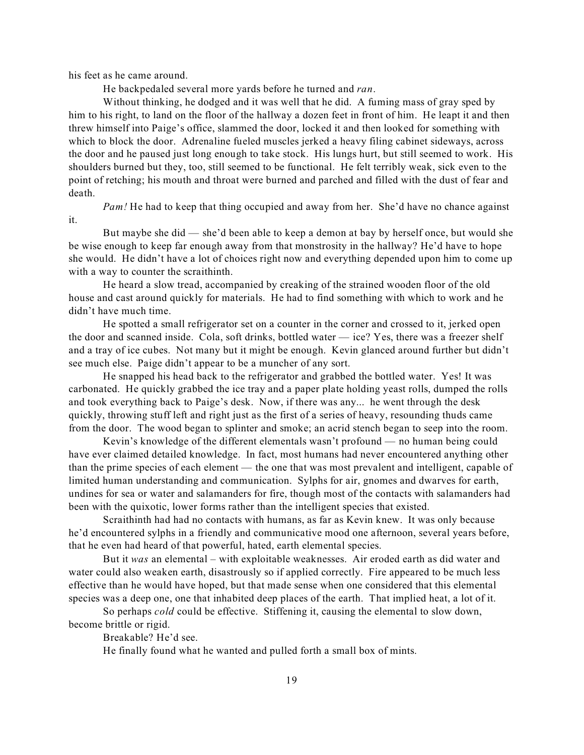his feet as he came around.

He backpedaled several more yards before he turned and *ran*.

Without thinking, he dodged and it was well that he did. A fuming mass of gray sped by him to his right, to land on the floor of the hallway a dozen feet in front of him. He leapt it and then threw himself into Paige's office, slammed the door, locked it and then looked for something with which to block the door. Adrenaline fueled muscles jerked a heavy filing cabinet sideways, across the door and he paused just long enough to take stock. His lungs hurt, but still seemed to work. His shoulders burned but they, too, still seemed to be functional. He felt terribly weak, sick even to the point of retching; his mouth and throat were burned and parched and filled with the dust of fear and death.

*Pam!* He had to keep that thing occupied and away from her. She'd have no chance against it.

But maybe she did — she'd been able to keep a demon at bay by herself once, but would she be wise enough to keep far enough away from that monstrosity in the hallway? He'd have to hope she would. He didn't have a lot of choices right now and everything depended upon him to come up with a way to counter the scraithinth.

He heard a slow tread, accompanied by creaking of the strained wooden floor of the old house and cast around quickly for materials. He had to find something with which to work and he didn't have much time.

He spotted a small refrigerator set on a counter in the corner and crossed to it, jerked open the door and scanned inside. Cola, soft drinks, bottled water — ice? Yes, there was a freezer shelf and a tray of ice cubes. Not many but it might be enough. Kevin glanced around further but didn't see much else. Paige didn't appear to be a muncher of any sort.

He snapped his head back to the refrigerator and grabbed the bottled water. Yes! It was carbonated. He quickly grabbed the ice tray and a paper plate holding yeast rolls, dumped the rolls and took everything back to Paige's desk. Now, if there was any... he went through the desk quickly, throwing stuff left and right just as the first of a series of heavy, resounding thuds came from the door. The wood began to splinter and smoke; an acrid stench began to seep into the room.

Kevin's knowledge of the different elementals wasn't profound — no human being could have ever claimed detailed knowledge. In fact, most humans had never encountered anything other than the prime species of each element — the one that was most prevalent and intelligent, capable of limited human understanding and communication. Sylphs for air, gnomes and dwarves for earth, undines for sea or water and salamanders for fire, though most of the contacts with salamanders had been with the quixotic, lower forms rather than the intelligent species that existed.

Scraithinth had had no contacts with humans, as far as Kevin knew. It was only because he'd encountered sylphs in a friendly and communicative mood one afternoon, several years before, that he even had heard of that powerful, hated, earth elemental species.

But it *was* an elemental – with exploitable weaknesses. Air eroded earth as did water and water could also weaken earth, disastrously so if applied correctly. Fire appeared to be much less effective than he would have hoped, but that made sense when one considered that this elemental species was a deep one, one that inhabited deep places of the earth. That implied heat, a lot of it.

So perhaps *cold* could be effective. Stiffening it, causing the elemental to slow down, become brittle or rigid.

Breakable? He'd see.

He finally found what he wanted and pulled forth a small box of mints.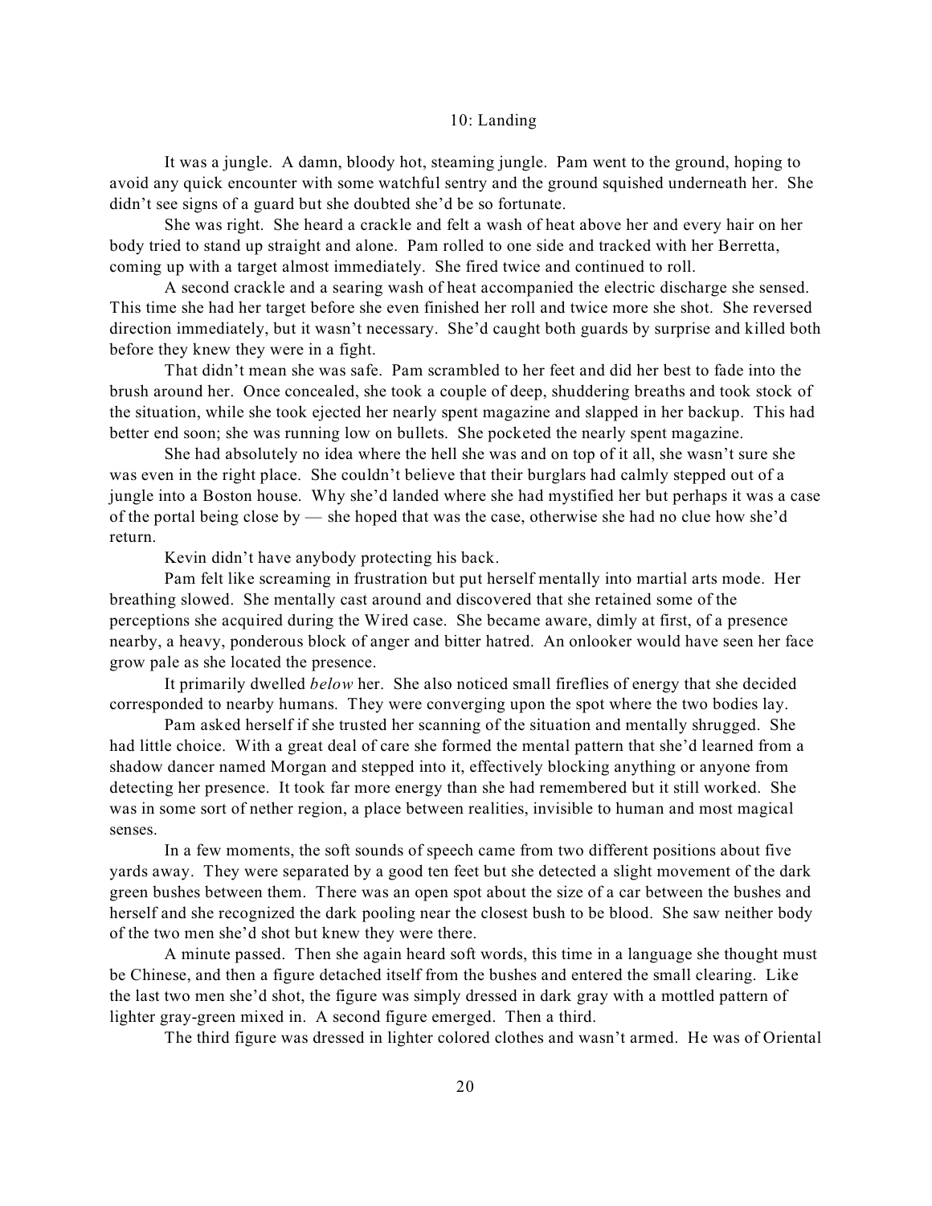## 10: Landing

It was a jungle. A damn, bloody hot, steaming jungle. Pam went to the ground, hoping to avoid any quick encounter with some watchful sentry and the ground squished underneath her. She didn't see signs of a guard but she doubted she'd be so fortunate.

She was right. She heard a crackle and felt a wash of heat above her and every hair on her body tried to stand up straight and alone. Pam rolled to one side and tracked with her Berretta, coming up with a target almost immediately. She fired twice and continued to roll.

A second crackle and a searing wash of heat accompanied the electric discharge she sensed. This time she had her target before she even finished her roll and twice more she shot. She reversed direction immediately, but it wasn't necessary. She'd caught both guards by surprise and killed both before they knew they were in a fight.

That didn't mean she was safe. Pam scrambled to her feet and did her best to fade into the brush around her. Once concealed, she took a couple of deep, shuddering breaths and took stock of the situation, while she took ejected her nearly spent magazine and slapped in her backup. This had better end soon; she was running low on bullets. She pocketed the nearly spent magazine.

She had absolutely no idea where the hell she was and on top of it all, she wasn't sure she was even in the right place. She couldn't believe that their burglars had calmly stepped out of a jungle into a Boston house. Why she'd landed where she had mystified her but perhaps it was a case of the portal being close by — she hoped that was the case, otherwise she had no clue how she'd return.

Kevin didn't have anybody protecting his back.

Pam felt like screaming in frustration but put herself mentally into martial arts mode. Her breathing slowed. She mentally cast around and discovered that she retained some of the perceptions she acquired during the Wired case. She became aware, dimly at first, of a presence nearby, a heavy, ponderous block of anger and bitter hatred. An onlooker would have seen her face grow pale as she located the presence.

It primarily dwelled *below* her. She also noticed small fireflies of energy that she decided corresponded to nearby humans. They were converging upon the spot where the two bodies lay.

Pam asked herself if she trusted her scanning of the situation and mentally shrugged. She had little choice. With a great deal of care she formed the mental pattern that she'd learned from a shadow dancer named Morgan and stepped into it, effectively blocking anything or anyone from detecting her presence. It took far more energy than she had remembered but it still worked. She was in some sort of nether region, a place between realities, invisible to human and most magical senses.

In a few moments, the soft sounds of speech came from two different positions about five yards away. They were separated by a good ten feet but she detected a slight movement of the dark green bushes between them. There was an open spot about the size of a car between the bushes and herself and she recognized the dark pooling near the closest bush to be blood. She saw neither body of the two men she'd shot but knew they were there.

A minute passed. Then she again heard soft words, this time in a language she thought must be Chinese, and then a figure detached itself from the bushes and entered the small clearing. Like the last two men she'd shot, the figure was simply dressed in dark gray with a mottled pattern of lighter gray-green mixed in. A second figure emerged. Then a third.

The third figure was dressed in lighter colored clothes and wasn't armed. He was of Oriental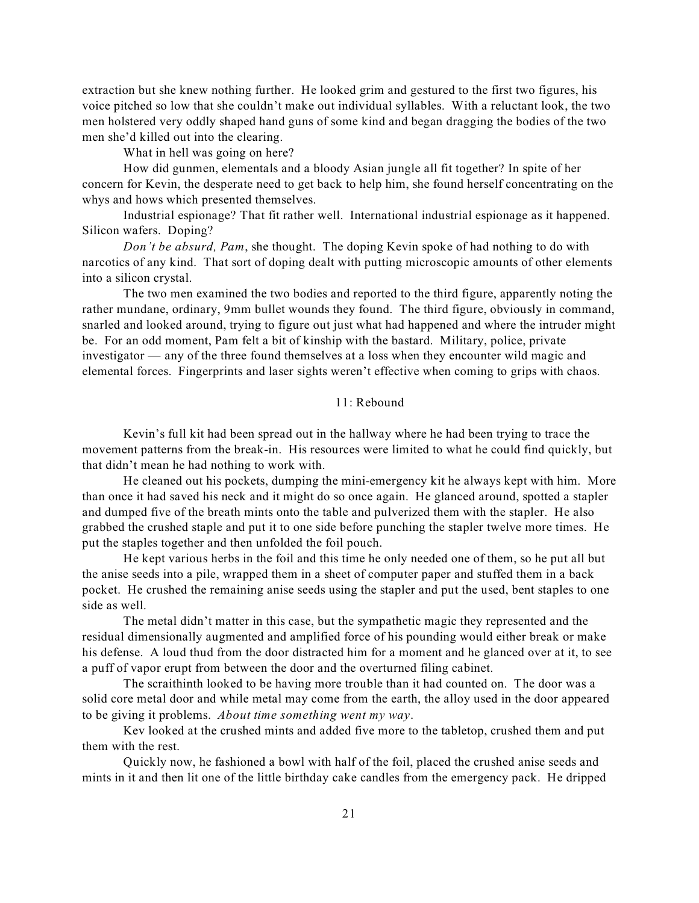extraction but she knew nothing further. He looked grim and gestured to the first two figures, his voice pitched so low that she couldn't make out individual syllables. With a reluctant look, the two men holstered very oddly shaped hand guns of some kind and began dragging the bodies of the two men she'd killed out into the clearing.

What in hell was going on here?

How did gunmen, elementals and a bloody Asian jungle all fit together? In spite of her concern for Kevin, the desperate need to get back to help him, she found herself concentrating on the whys and hows which presented themselves.

Industrial espionage? That fit rather well. International industrial espionage as it happened. Silicon wafers. Doping?

*Don't be absurd, Pam*, she thought. The doping Kevin spoke of had nothing to do with narcotics of any kind. That sort of doping dealt with putting microscopic amounts of other elements into a silicon crystal.

The two men examined the two bodies and reported to the third figure, apparently noting the rather mundane, ordinary, 9mm bullet wounds they found. The third figure, obviously in command, snarled and looked around, trying to figure out just what had happened and where the intruder might be. For an odd moment, Pam felt a bit of kinship with the bastard. Military, police, private investigator — any of the three found themselves at a loss when they encounter wild magic and elemental forces. Fingerprints and laser sights weren't effective when coming to grips with chaos.

## 11: Rebound

Kevin's full kit had been spread out in the hallway where he had been trying to trace the movement patterns from the break-in. His resources were limited to what he could find quickly, but that didn't mean he had nothing to work with.

He cleaned out his pockets, dumping the mini-emergency kit he always kept with him. More than once it had saved his neck and it might do so once again. He glanced around, spotted a stapler and dumped five of the breath mints onto the table and pulverized them with the stapler. He also grabbed the crushed staple and put it to one side before punching the stapler twelve more times. He put the staples together and then unfolded the foil pouch.

He kept various herbs in the foil and this time he only needed one of them, so he put all but the anise seeds into a pile, wrapped them in a sheet of computer paper and stuffed them in a back pocket. He crushed the remaining anise seeds using the stapler and put the used, bent staples to one side as well.

The metal didn't matter in this case, but the sympathetic magic they represented and the residual dimensionally augmented and amplified force of his pounding would either break or make his defense. A loud thud from the door distracted him for a moment and he glanced over at it, to see a puff of vapor erupt from between the door and the overturned filing cabinet.

The scraithinth looked to be having more trouble than it had counted on. The door was a solid core metal door and while metal may come from the earth, the alloy used in the door appeared to be giving it problems. *About time something went my way*.

Kev looked at the crushed mints and added five more to the tabletop, crushed them and put them with the rest.

Quickly now, he fashioned a bowl with half of the foil, placed the crushed anise seeds and mints in it and then lit one of the little birthday cake candles from the emergency pack. He dripped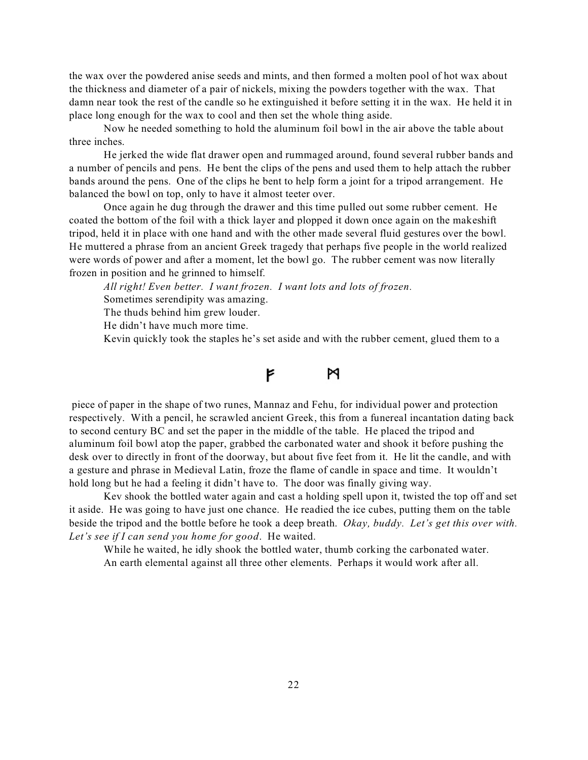the wax over the powdered anise seeds and mints, and then formed a molten pool of hot wax about the thickness and diameter of a pair of nickels, mixing the powders together with the wax. That damn near took the rest of the candle so he extinguished it before setting it in the wax. He held it in place long enough for the wax to cool and then set the whole thing aside.

Now he needed something to hold the aluminum foil bowl in the air above the table about three inches.

He jerked the wide flat drawer open and rummaged around, found several rubber bands and a number of pencils and pens. He bent the clips of the pens and used them to help attach the rubber bands around the pens. One of the clips he bent to help form a joint for a tripod arrangement. He balanced the bowl on top, only to have it almost teeter over.

Once again he dug through the drawer and this time pulled out some rubber cement. He coated the bottom of the foil with a thick layer and plopped it down once again on the makeshift tripod, held it in place with one hand and with the other made several fluid gestures over the bowl. He muttered a phrase from an ancient Greek tragedy that perhaps five people in the world realized were words of power and after a moment, let the bowl go. The rubber cement was now literally frozen in position and he grinned to himself.

*All right! Even better. I want frozen. I want lots and lots of frozen.*

Sometimes serendipity was amazing.

The thuds behind him grew louder.

He didn't have much more time.

Kevin quickly took the staples he's set aside and with the rubber cement, glued them to a

ᚠ ᛗ

piece of paper in the shape of two runes, Mannaz and Fehu, for individual power and protection respectively. With a pencil, he scrawled ancient Greek, this from a funereal incantation dating back to second century BC and set the paper in the middle of the table. He placed the tripod and aluminum foil bowl atop the paper, grabbed the carbonated water and shook it before pushing the desk over to directly in front of the doorway, but about five feet from it. He lit the candle, and with a gesture and phrase in Medieval Latin, froze the flame of candle in space and time. It wouldn't hold long but he had a feeling it didn't have to. The door was finally giving way.

Kev shook the bottled water again and cast a holding spell upon it, twisted the top off and set it aside. He was going to have just one chance. He readied the ice cubes, putting them on the table beside the tripod and the bottle before he took a deep breath. *Okay, buddy. Let's get this over with. Let's see if I can send you home for good*. He waited.

While he waited, he idly shook the bottled water, thumb corking the carbonated water.

An earth elemental against all three other elements. Perhaps it would work after all.